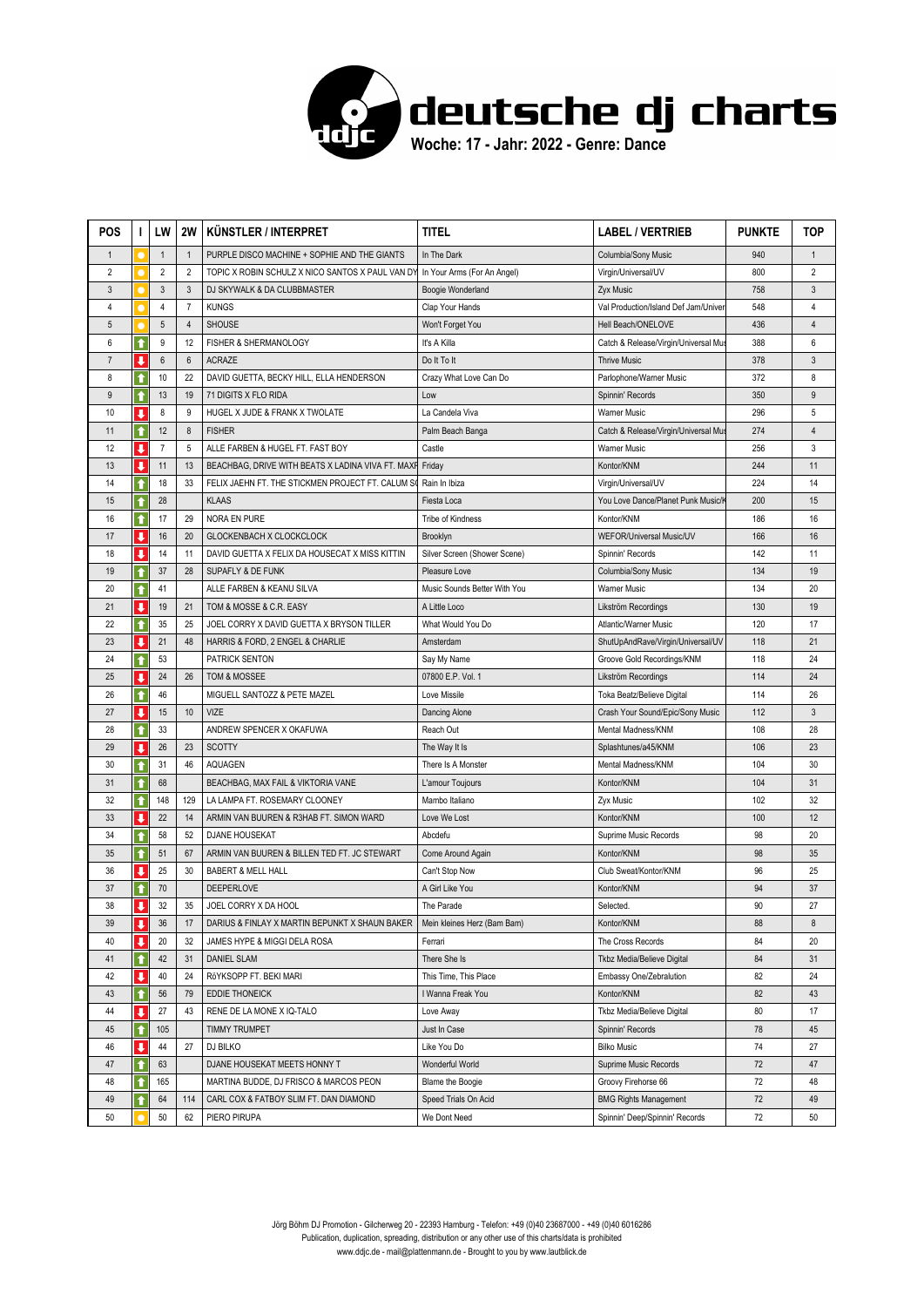# deutsche dj charts

**Woche: 17 - Jahr: 2022 - Genre: Dance**

| POS | I | LW | 2W | KÜNSTLER / INTERPRET | TITEL | LABEL / VERTRIEB | PUNKTE | TOP |
|---|---|---|---|---|---|---|---|---|
| 1 | ● | 1 | 1 | PURPLE DISCO MACHINE + SOPHIE AND THE GIANTS | In The Dark | Columbia/Sony Music | 940 | 1 |
| 2 | ● | 2 | 2 | TOPIC X ROBIN SCHULZ X NICO SANTOS X PAUL VAN DY | In Your Arms (For An Angel) | Virgin/Universal/UV | 800 | 2 |
| 3 | ● | 3 | 3 | DJ SKYWALK & DA CLUBBMASTER | Boogie Wonderland | Zyx Music | 758 | 3 |
| 4 | ● | 4 | 7 | KUNGS | Clap Your Hands | Val Production/Island Def Jam/Univer | 548 | 4 |
| 5 | ● | 5 | 4 | SHOUSE | Won't Forget You | Hell Beach/ONELOVE | 436 | 4 |
| 6 | ↑ | 9 | 12 | FISHER & SHERMANOLOGY | It's A Killa | Catch & Release/Virgin/Universal Mus | 388 | 6 |
| 7 | ↓ | 6 | 6 | ACRAZE | Do It To It | Thrive Music | 378 | 3 |
| 8 | ↑ | 10 | 22 | DAVID GUETTA, BECKY HILL, ELLA HENDERSON | Crazy What Love Can Do | Parlophone/Warner Music | 372 | 8 |
| 9 | ↑ | 13 | 19 | 71 DIGITS X FLO RIDA | Low | Spinnin' Records | 350 | 9 |
| 10 | ↓ | 8 | 9 | HUGEL X JUDE & FRANK X TWOLATE | La Candela Viva | Warner Music | 296 | 5 |
| 11 | ↑ | 12 | 8 | FISHER | Palm Beach Banga | Catch & Release/Virgin/Universal Mus | 274 | 4 |
| 12 | ↓ | 7 | 5 | ALLE FARBEN & HUGEL FT. FAST BOY | Castle | Warner Music | 256 | 3 |
| 13 | ↓ | 11 | 13 | BEACHBAG, DRIVE WITH BEATS X LADINA VIVA FT. MAXF | Friday | Kontor/KNM | 244 | 11 |
| 14 | ↑ | 18 | 33 | FELIX JAEHN FT. THE STICKMEN PROJECT FT. CALUM S | Rain In Ibiza | Virgin/Universal/UV | 224 | 14 |
| 15 | ↑ | 28 | | KLAAS | Fiesta Loca | You Love Dance/Planet Punk Music/K | 200 | 15 |
| 16 | ↑ | 17 | 29 | NORA EN PURE | Tribe of Kindness | Kontor/KNM | 186 | 16 |
| 17 | ↓ | 16 | 20 | GLOCKENBACH X CLOCKCLOCK | Brooklyn | WEFOR/Universal Music/UV | 166 | 16 |
| 18 | ↓ | 14 | 11 | DAVID GUETTA X FELIX DA HOUSECAT X MISS KITTIN | Silver Screen (Shower Scene) | Spinnin' Records | 142 | 11 |
| 19 | ↑ | 37 | 28 | SUPAFLY & DE FUNK | Pleasure Love | Columbia/Sony Music | 134 | 19 |
| 20 | ↑ | 41 | | ALLE FARBEN & KEANU SILVA | Music Sounds Better With You | Warner Music | 134 | 20 |
| 21 | ↓ | 19 | 21 | TOM & MOSSE & C.R. EASY | A Little Loco | Likström Recordings | 130 | 19 |
| 22 | ↑ | 35 | 25 | JOEL CORRY X DAVID GUETTA X BRYSON TILLER | What Would You Do | Atlantic/Warner Music | 120 | 17 |
| 23 | ↓ | 21 | 48 | HARRIS & FORD, 2 ENGEL & CHARLIE | Amsterdam | ShutUpAndRave/Virgin/Universal/UV | 118 | 21 |
| 24 | ↑ | 53 | | PATRICK SENTON | Say My Name | Groove Gold Recordings/KNM | 118 | 24 |
| 25 | ↓ | 24 | 26 | TOM & MOSSEE | 07800 E.P. Vol. 1 | Likström Recordings | 114 | 24 |
| 26 | ↑ | 46 | | MIGUELL SANTOZZ & PETE MAZEL | Love Missile | Toka Beatz/Believe Digital | 114 | 26 |
| 27 | ↓ | 15 | 10 | VIZE | Dancing Alone | Crash Your Sound/Epic/Sony Music | 112 | 3 |
| 28 | ↑ | 33 | | ANDREW SPENCER X OKAFUWA | Reach Out | Mental Madness/KNM | 108 | 28 |
| 29 | ↓ | 26 | 23 | SCOTTY | The Way It Is | Splashtunes/a45/KNM | 106 | 23 |
| 30 | ↑ | 31 | 46 | AQUAGEN | There Is A Monster | Mental Madness/KNM | 104 | 30 |
| 31 | ↑ | 68 | | BEACHBAG, MAX FAIL & VIKTORIA VANE | L'amour Toujours | Kontor/KNM | 104 | 31 |
| 32 | ↑ | 148 | 129 | LA LAMPA FT. ROSEMARY CLOONEY | Mambo Italiano | Zyx Music | 102 | 32 |
| 33 | ↓ | 22 | 14 | ARMIN VAN BUUREN & R3HAB FT. SIMON WARD | Love We Lost | Kontor/KNM | 100 | 12 |
| 34 | ↑ | 58 | 52 | DJANE HOUSEKAT | Abcdefu | Suprime Music Records | 98 | 20 |
| 35 | ↑ | 51 | 67 | ARMIN VAN BUUREN & BILLEN TED FT. JC STEWART | Come Around Again | Kontor/KNM | 98 | 35 |
| 36 | ↓ | 25 | 30 | BABERT & MELL HALL | Can't Stop Now | Club Sweat/Kontor/KNM | 96 | 25 |
| 37 | ↑ | 70 | | DEEPERLOVE | A Girl Like You | Kontor/KNM | 94 | 37 |
| 38 | ↓ | 32 | 35 | JOEL CORRY X DA HOOL | The Parade | Selected. | 90 | 27 |
| 39 | ↓ | 36 | 17 | DARIUS & FINLAY X MARTIN BEPUNKT X SHAUN BAKER | Mein kleines Herz (Bam Bam) | Kontor/KNM | 88 | 8 |
| 40 | ↓ | 20 | 32 | JAMES HYPE & MIGGI DELA ROSA | Ferrari | The Cross Records | 84 | 20 |
| 41 | ↑ | 42 | 31 | DANIEL SLAM | There She Is | Tkbz Media/Believe Digital | 84 | 31 |
| 42 | ↓ | 40 | 24 | RöYKSOPP FT. BEKI MARI | This Time, This Place | Embassy One/Zebralution | 82 | 24 |
| 43 | ↑ | 56 | 79 | EDDIE THONEICK | I Wanna Freak You | Kontor/KNM | 82 | 43 |
| 44 | ↓ | 27 | 43 | RENE DE LA MONE X IQ-TALO | Love Away | Tkbz Media/Believe Digital | 80 | 17 |
| 45 | ↑ | 105 | | TIMMY TRUMPET | Just In Case | Spinnin' Records | 78 | 45 |
| 46 | ↓ | 44 | 27 | DJ BILKO | Like You Do | Bilko Music | 74 | 27 |
| 47 | ↑ | 63 | | DJANE HOUSEKAT MEETS HONNY T | Wonderful World | Suprime Music Records | 72 | 47 |
| 48 | ↑ | 165 | | MARTINA BUDDE, DJ FRISCO & MARCOS PEON | Blame the Boogie | Groovy Firehorse 66 | 72 | 48 |
| 49 | ↑ | 64 | 114 | CARL COX & FATBOY SLIM FT. DAN DIAMOND | Speed Trials On Acid | BMG Rights Management | 72 | 49 |
| 50 | ● | 50 | 62 | PIERO PIRUPA | We Dont Need | Spinnin' Deep/Spinnin' Records | 72 | 50 |

Jörg Böhm DJ Promotion - Gilcherweg 20 - 22393 Hamburg - Telefon: +49 (0)40 23687000 - +49 (0)40 6016286
Publication, duplication, spreading, distribution or any other use of this charts/data is prohibited
www.ddjc.de - mail@plattenmann.de - Brought to you by www.lautblick.de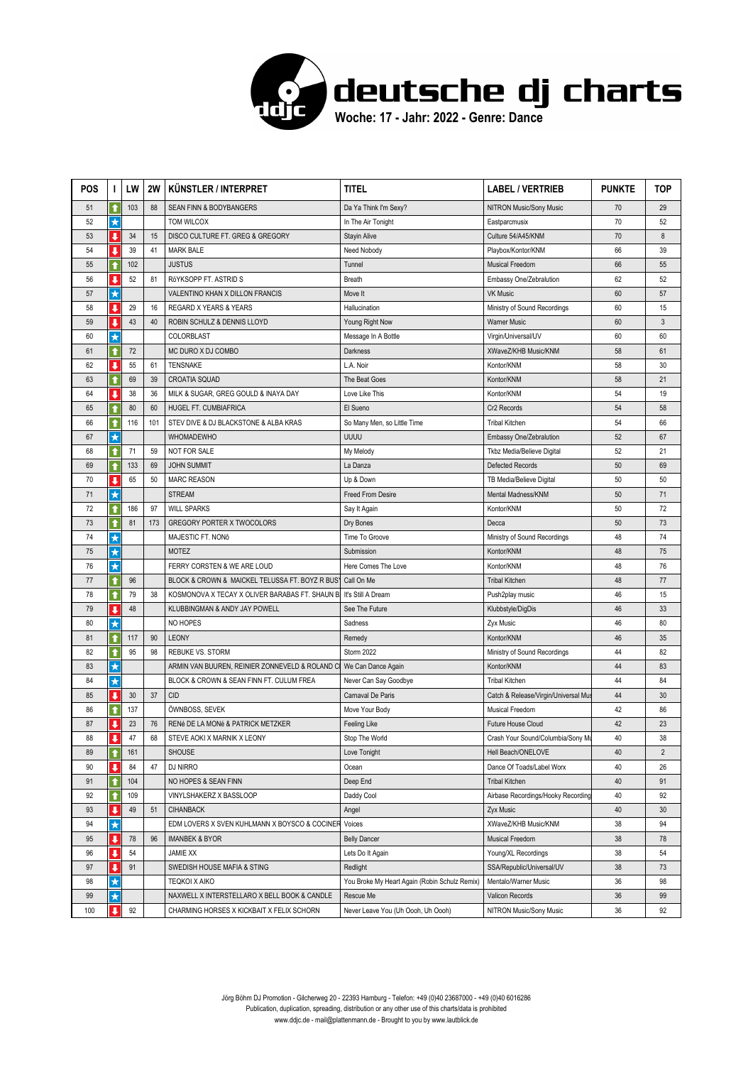# deutsche dj charts

**Woche: 17 - Jahr: 2022 - Genre: Dance**

| POS | I | LW | 2W | KÜNSTLER / INTERPRET | TITEL | LABEL / VERTRIEB | PUNKTE | TOP |
|---|---|---|---|---|---|---|---|---|
| 51 | ↑ | 103 | 88 | SEAN FINN & BODYBANGERS | Da Ya Think I'm Sexy? | NITRON Music/Sony Music | 70 | 29 |
| 52 | ★ | | | TOM WILCOX | In The Air Tonight | Eastparcmusix | 70 | 52 |
| 53 | ↓ | 34 | 15 | DISCO CULTURE FT. GREG & GREGORY | Stayin Alive | Culture 54/A45/KNM | 70 | 8 |
| 54 | ↓ | 39 | 41 | MARK BALE | Need Nobody | Playbox/Kontor/KNM | 66 | 39 |
| 55 | ↑ | 102 | | JUSTUS | Tunnel | Musical Freedom | 66 | 55 |
| 56 | ↓ | 52 | 81 | RöYKSOPP FT. ASTRID S | Breath | Embassy One/Zebralution | 62 | 52 |
| 57 | ★ | | | VALENTINO KHAN X DILLON FRANCIS | Move It | VK Music | 60 | 57 |
| 58 | ↓ | 29 | 16 | REGARD X YEARS & YEARS | Hallucination | Ministry of Sound Recordings | 60 | 15 |
| 59 | ↓ | 43 | 40 | ROBIN SCHULZ & DENNIS LLOYD | Young Right Now | Warner Music | 60 | 3 |
| 60 | ★ | | | COLORBLAST | Message In A Bottle | Virgin/Universal/UV | 60 | 60 |
| 61 | ↑ | 72 | | MC DURO X DJ COMBO | Darkness | XWaveZ/KHB Music/KNM | 58 | 61 |
| 62 | ↓ | 55 | 61 | TENSNAKE | L.A. Noir | Kontor/KNM | 58 | 30 |
| 63 | ↑ | 69 | 39 | CROATIA SQUAD | The Beat Goes | Kontor/KNM | 58 | 21 |
| 64 | ↓ | 38 | 36 | MILK & SUGAR, GREG GOULD & INAYA DAY | Love Like This | Kontor/KNM | 54 | 19 |
| 65 | ↑ | 80 | 60 | HUGEL FT. CUMBIAFRICA | El Sueno | Cr2 Records | 54 | 58 |
| 66 | ↑ | 116 | 101 | STEV DIVE & DJ BLACKSTONE & ALBA KRAS | So Many Men, so Little Time | Tribal Kitchen | 54 | 66 |
| 67 | ★ | | | WHOMADEWHO | UUUU | Embassy One/Zebralution | 52 | 67 |
| 68 | ↑ | 71 | 59 | NOT FOR SALE | My Melody | Tkbz Media/Believe Digital | 52 | 21 |
| 69 | ↑ | 133 | 69 | JOHN SUMMIT | La Danza | Defected Records | 50 | 69 |
| 70 | ↓ | 65 | 50 | MARC REASON | Up & Down | TB Media/Believe Digital | 50 | 50 |
| 71 | ★ | | | STREAM | Freed From Desire | Mental Madness/KNM | 50 | 71 |
| 72 | ↑ | 186 | 97 | WILL SPARKS | Say It Again | Kontor/KNM | 50 | 72 |
| 73 | ↑ | 81 | 173 | GREGORY PORTER X TWOCOLORS | Dry Bones | Decca | 50 | 73 |
| 74 | ★ | | | MAJESTIC FT. NONô | Time To Groove | Ministry of Sound Recordings | 48 | 74 |
| 75 | ★ | | | MOTEZ | Submission | Kontor/KNM | 48 | 75 |
| 76 | ★ | | | FERRY CORSTEN & WE ARE LOUD | Here Comes The Love | Kontor/KNM | 48 | 76 |
| 77 | ↑ | 96 | | BLOCK & CROWN & MAICKEL TELUSSA FT. BOYZ R BUSY | Call On Me | Tribal Kitchen | 48 | 77 |
| 78 | ↑ | 79 | 38 | KOSMONOVA X TECAY X OLIVER BARABAS FT. SHAUN B | It's Still A Dream | Push2play music | 46 | 15 |
| 79 | ↓ | 48 | | KLUBBINGMAN & ANDY JAY POWELL | See The Future | Klubbstyle/DigDis | 46 | 33 |
| 80 | ★ | | | NO HOPES | Sadness | Zyx Music | 46 | 80 |
| 81 | ↑ | 117 | 90 | LEONY | Remedy | Kontor/KNM | 46 | 35 |
| 82 | ↑ | 95 | 98 | REBUKE VS. STORM | Storm 2022 | Ministry of Sound Recordings | 44 | 82 |
| 83 | ★ | | | ARMIN VAN BUUREN, REINIER ZONNEVELD & ROLAND C | We Can Dance Again | Kontor/KNM | 44 | 83 |
| 84 | ★ | | | BLOCK & CROWN & SEAN FINN FT. CULUM FREA | Never Can Say Goodbye | Tribal Kitchen | 44 | 84 |
| 85 | ↓ | 30 | 37 | CID | Carnaval De Paris | Catch & Release/Virgin/Universal Mus | 44 | 30 |
| 86 | ↑ | 137 | | ÖWNBOSS, SEVEK | Move Your Body | Musical Freedom | 42 | 86 |
| 87 | ↓ | 23 | 76 | RENé DE LA MONé & PATRICK METZKER | Feeling Like | Future House Cloud | 42 | 23 |
| 88 | ↓ | 47 | 68 | STEVE AOKI X MARNIK X LEONY | Stop The World | Crash Your Sound/Columbia/Sony Mu | 40 | 38 |
| 89 | ↑ | 161 | | SHOUSE | Love Tonight | Hell Beach/ONELOVE | 40 | 2 |
| 90 | ↓ | 84 | 47 | DJ NIRRO | Ocean | Dance Of Toads/Label Worx | 40 | 26 |
| 91 | ↑ | 104 | | NO HOPES & SEAN FINN | Deep End | Tribal Kitchen | 40 | 91 |
| 92 | ↑ | 109 | | VINYLSHAKERZ X BASSLOOP | Daddy Cool | Airbase Recordings/Hooky Recording | 40 | 92 |
| 93 | ↓ | 49 | 51 | CIHANBACK | Angel | Zyx Music | 40 | 30 |
| 94 | ★ | | | EDM LOVERS X SVEN KUHLMANN X BOYSCO & COCINER | Voices | XWaveZ/KHB Music/KNM | 38 | 94 |
| 95 | ↓ | 78 | 96 | IMANBEK & BYOR | Belly Dancer | Musical Freedom | 38 | 78 |
| 96 | ↓ | 54 | | JAMIE XX | Lets Do It Again | Young/XL Recordings | 38 | 54 |
| 97 | ↓ | 91 | | SWEDISH HOUSE MAFIA & STING | Redlight | SSA/Republic/Universal/UV | 38 | 73 |
| 98 | ★ | | | TEQKOI X AIKO | You Broke My Heart Again (Robin Schulz Remix) | Mentalo/Warner Music | 36 | 98 |
| 99 | ★ | | | NAXWELL X INTERSTELLARO X BELL BOOK & CANDLE | Rescue Me | Valicon Records | 36 | 99 |
| 100 | ↓ | 92 | | CHARMING HORSES X KICKBAIT X FELIX SCHORN | Never Leave You (Uh Oooh, Uh Oooh) | NITRON Music/Sony Music | 36 | 92 |

Jörg Böhm DJ Promotion - Gilcherweg 20 - 22393 Hamburg - Telefon: +49 (0)40 23687000 - +49 (0)40 6016286
Publication, duplication, spreading, distribution or any other use of this charts/data is prohibited
www.ddjc.de - mail@plattenmann.de - Brought to you by www.lautblick.de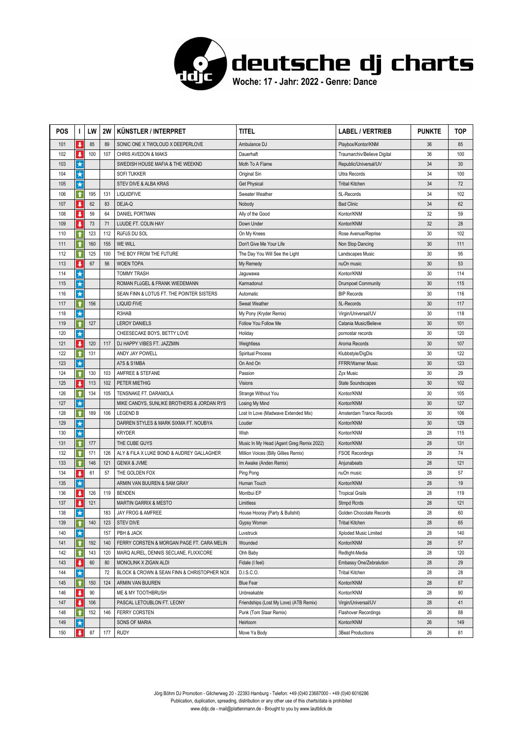# deutsche dj charts

**Woche: 17 - Jahr: 2022 - Genre: Dance**

| POS | I | LW | 2W | KÜNSTLER / INTERPRET | TITEL | LABEL / VERTRIEB | PUNKTE | TOP |
|---|---|---|---|---|---|---|---|---|
| 101 | ↓ | 85 | 89 | SONIC ONE X TWOLOUD X DEEPERLOVE | Ambulance DJ | Playbox/Kontor/KNM | 36 | 85 |
| 102 | ↓ | 100 | 107 | CHRIS AVEDON & MAKS | Dauerhaft | Traumarchiv/Believe Digital | 36 | 100 |
| 103 | ★ | | | SWEDISH HOUSE MAFIA & THE WEEKND | Moth To A Flame | Republic/Universal/UV | 34 | 30 |
| 104 | ★ | | | SOFI TUKKER | Original Sin | Ultra Records | 34 | 100 |
| 105 | ★ | | | STEV DIVE & ALBA KRAS | Get Physical | Tribal Kitchen | 34 | 72 |
| 106 | ↑ | 195 | 131 | LIQUIDFIVE | Sweater Weather | 5L-Records | 34 | 102 |
| 107 | ↓ | 62 | 83 | DEJA-Q | Nobody | Bad Clinic | 34 | 62 |
| 108 | ↓ | 59 | 64 | DANIEL PORTMAN | Ally of the Good | Kontor/KNM | 32 | 59 |
| 109 | ↓ | 73 | 71 | LUUDE FT. COLIN HAY | Down Under | Kontor/KNM | 32 | 28 |
| 110 | ↑ | 123 | 112 | RüFüS DU SOL | On My Knees | Rose Avenue/Reprise | 30 | 102 |
| 111 | ↑ | 160 | 155 | WE WILL | Don't Give Me Your Life | Non Stop Dancing | 30 | 111 |
| 112 | ↑ | 125 | 100 | THE BOY FROM THE FUTURE | The Day You Will See the Light | Landscapes Music | 30 | 95 |
| 113 | ↓ | 67 | 56 | WOEN TOPA | My Remedy | nuOn music | 30 | 53 |
| 114 | ★ | | | TOMMY TRASH | Jaguwawa | Kontor/KNM | 30 | 114 |
| 115 | ★ | | | ROMAN FLüGEL & FRANK WIEDEMANN | Karmadonut | Drumpoet Community | 30 | 115 |
| 116 | ★ | | | SEAN FINN & LOTUS FT. THE POINTER SISTERS | Automatic | BIP Records | 30 | 116 |
| 117 | ↑ | 156 | | LIQUID FIVE | Sweat Weather | 5L-Records | 30 | 117 |
| 118 | ★ | | | R3HAB | My Pony (Kryder Remix) | Virgin/Universal/UV | 30 | 118 |
| 119 | ↑ | 127 | | LEROY DANIELS | Follow You Follow Me | Catania Music/Believe | 30 | 101 |
| 120 | ★ | | | CHEESECAKE BOYS, BETTY LOVE | Holiday | pornostar records | 30 | 120 |
| 121 | ↓ | 120 | 117 | DJ HAPPY VIBES FT. JAZZMIN | Weightless | Aroma Records | 30 | 107 |
| 122 | ↑ | 131 | | ANDY JAY POWELL | Spiritual Process | Klubbstyle/DigDis | 30 | 122 |
| 123 | ★ | | | A7S & S1MBA | On And On | FFRR/Warner Music | 30 | 123 |
| 124 | ↑ | 130 | 103 | AMFREE & STEFANE | Passion | Zyx Music | 30 | 29 |
| 125 | ↓ | 113 | 102 | PETER MIETHIG | Visions | State Soundscapes | 30 | 102 |
| 126 | ↑ | 134 | 105 | TENSNAKE FT. DARAMOLA | Strange Without You | Kontor/KNM | 30 | 105 |
| 127 | ★ | | | MIKE CANDYS, SUNLIKE BROTHERS & JORDAN RYS | Losing My Mind | Kontor/KNM | 30 | 127 |
| 128 | ↑ | 189 | 106 | LEGEND B | Lost In Love (Madwave Extended Mix) | Amsterdam Trance Records | 30 | 106 |
| 129 | ★ | | | DARREN STYLES & MARK SIXMA FT. NOUBYA | Louder | Kontor/KNM | 30 | 129 |
| 130 | ★ | | | KRYDER | Wish | Kontor/KNM | 28 | 115 |
| 131 | ↑ | 177 | | THE CUBE GUYS | Music In My Head (Agent Greg Remix 2022) | Kontor/KNM | 28 | 131 |
| 132 | ↑ | 171 | 126 | ALY & FILA X LUKE BOND & AUDREY GALLAGHER | Million Voices (Billy Gillies Remix) | FSOE Recordings | 28 | 74 |
| 133 | ↑ | 146 | 121 | GENIX & JVME | Im Awake (Anden Remix) | Anjunabeats | 28 | 121 |
| 134 | ↓ | 61 | 57 | THE GOLDEN FOX | Ping Pong | nuOn music | 28 | 57 |
| 135 | ★ | | | ARMIN VAN BUUREN & SAM GRAY | Human Touch | Kontor/KNM | 28 | 19 |
| 136 | ↓ | 126 | 119 | BENDEN | Montbui EP | Tropical Grails | 28 | 119 |
| 137 | ↓ | 121 | | MARTIN GARRIX & MESTO | Limitless | Stmpd Rcrds | 28 | 121 |
| 138 | ★ | | 183 | JAY FROG & AMFREE | House Hooray (Party & Bullshit) | Golden Chocolate Records | 28 | 60 |
| 139 | ↑ | 140 | 123 | STEV DIVE | Gypsy Woman | Tribal Kitchen | 28 | 65 |
| 140 | ★ | | 157 | PBH & JACK | Luvstruck | Xploded Music Limited | 28 | 140 |
| 141 | ↑ | 192 | 140 | FERRY CORSTEN & MORGAN PAGE FT. CARA MELIN | Wounded | Kontor/KNM | 28 | 57 |
| 142 | ↑ | 143 | 120 | MARQ AUREL, DENNIS SECLANE, FLIXXCORE | Ohh Baby | Redlight-Media | 28 | 120 |
| 143 | ↓ | 60 | 80 | MONOLINK X ZIGAN ALDI | Fidale (I feel) | Embassy One/Zebralution | 28 | 29 |
| 144 | ★ | | 72 | BLOCK & CROWN & SEAN FINN & CHRISTOPHER NOX | D.I.S.C.O. | Tribal Kitchen | 28 | 28 |
| 145 | ↑ | 150 | 124 | ARMIN VAN BUUREN | Blue Fear | Kontor/KNM | 28 | 87 |
| 146 | ↓ | 90 | | ME & MY TOOTHBRUSH | Unbreakable | Kontor/KNM | 28 | 90 |
| 147 | ↓ | 106 | | PASCAL LETOUBLON FT. LEONY | Friendships (Lost My Love) (ATB Remix) | Virgin/Universal/UV | 28 | 41 |
| 148 | ↑ | 152 | 146 | FERRY CORSTEN | Punk (Tom Staar Remix) | Flashover Recordings | 26 | 88 |
| 149 | ★ | | | SONS OF MARIA | Heirloom | Kontor/KNM | 26 | 149 |
| 150 | ↓ | 87 | 177 | RUDY | Move Ya Body | 3Beat Productions | 26 | 81 |

Jörg Böhm DJ Promotion - Gilcherweg 20 - 22393 Hamburg - Telefon: +49 (0)40 23687000 - +49 (0)40 6016286
Publication, duplication, spreading, distribution or any other use of this charts/data is prohibited
www.ddjc.de - mail@plattenmann.de - Brought to you by www.lautblick.de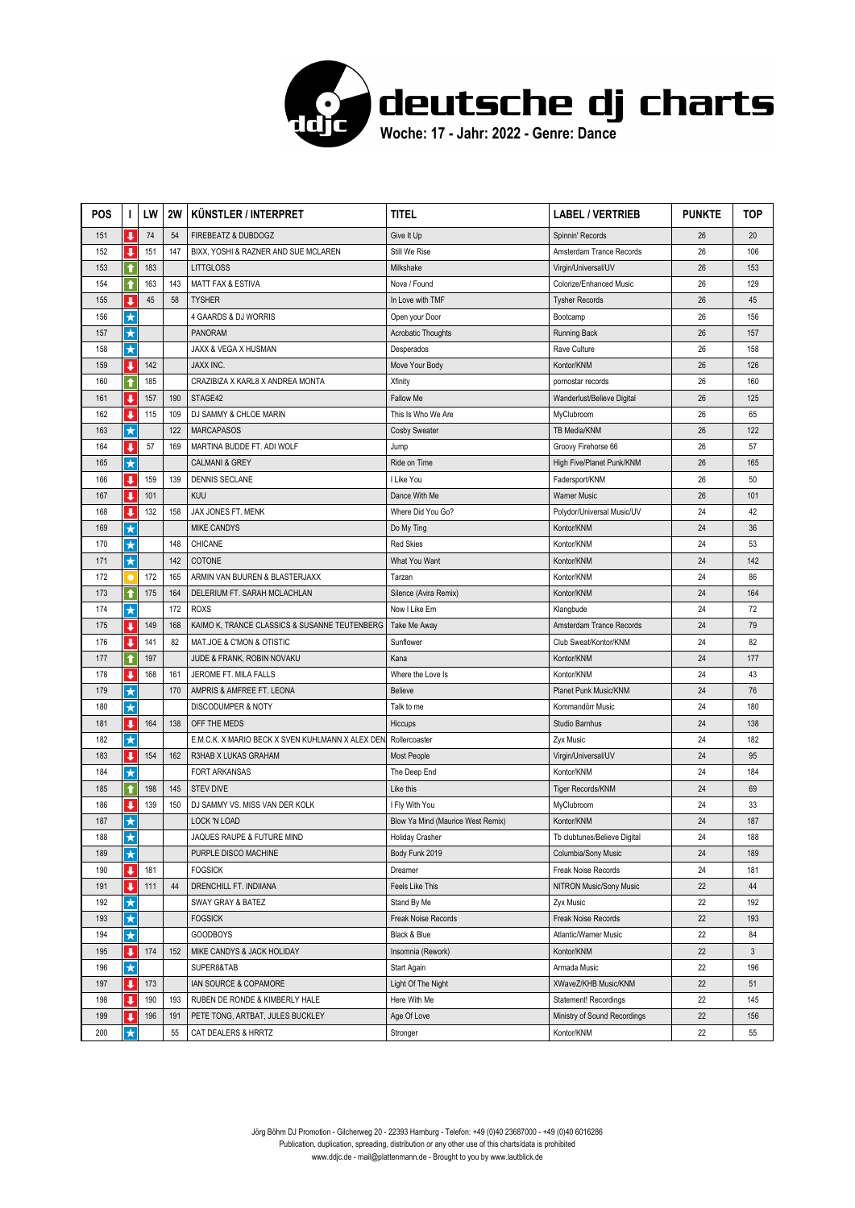# deutsche dj charts

**Woche: 17 - Jahr: 2022 - Genre: Dance**

| POS | I | LW | 2W | KÜNSTLER / INTERPRET | TITEL | LABEL / VERTRIEB | PUNKTE | TOP |
|---|---|---|---|---|---|---|---|---|
| 151 | ↓ | 74 | 54 | FIREBEATZ & DUBDOGZ | Give It Up | Spinnin' Records | 26 | 20 |
| 152 | ↓ | 151 | 147 | BIXX, YOSHI & RAZNER AND SUE MCLAREN | Still We Rise | Amsterdam Trance Records | 26 | 106 |
| 153 | ↑ | 183 | | LITTGLOSS | Milkshake | Virgin/Universal/UV | 26 | 153 |
| 154 | ↑ | 163 | 143 | MATT FAX & ESTIVA | Nova / Found | Colorize/Enhanced Music | 26 | 129 |
| 155 | ↓ | 45 | 58 | TYSHER | In Love with TMF | Tysher Records | 26 | 45 |
| 156 | ★ | | | 4 GAARDS & DJ WORRIS | Open your Door | Bootcamp | 26 | 156 |
| 157 | ★ | | | PANORAM | Acrobatic Thoughts | Running Back | 26 | 157 |
| 158 | ★ | | | JAXX & VEGA X HUSMAN | Desperados | Rave Culture | 26 | 158 |
| 159 | ↓ | 142 | | JAXX INC. | Move Your Body | Kontor/KNM | 26 | 126 |
| 160 | ↑ | 185 | | CRAZIBIZA X KARL8 X ANDREA MONTA | Xfinity | pornostar records | 26 | 160 |
| 161 | ↓ | 157 | 190 | STAGE42 | Fallow Me | Wanderlust/Believe Digital | 26 | 125 |
| 162 | ↓ | 115 | 109 | DJ SAMMY & CHLOE MARIN | This Is Who We Are | MyClubroom | 26 | 65 |
| 163 | ★ | | 122 | MARCAPASOS | Cosby Sweater | TB Media/KNM | 26 | 122 |
| 164 | ↓ | 57 | 169 | MARTINA BUDDE FT. ADI WOLF | Jump | Groovy Firehorse 66 | 26 | 57 |
| 165 | ★ | | | CALMANI & GREY | Ride on Time | High Five/Planet Punk/KNM | 26 | 165 |
| 166 | ↓ | 159 | 139 | DENNIS SECLANE | I Like You | Fadersport/KNM | 26 | 50 |
| 167 | ↓ | 101 | | KUU | Dance With Me | Warner Music | 26 | 101 |
| 168 | ↓ | 132 | 158 | JAX JONES FT. MENK | Where Did You Go? | Polydor/Universal Music/UV | 24 | 42 |
| 169 | ★ | | | MIKE CANDYS | Do My Ting | Kontor/KNM | 24 | 36 |
| 170 | ★ | | 148 | CHICANE | Red Skies | Kontor/KNM | 24 | 53 |
| 171 | ★ | | 142 | COTONE | What You Want | Kontor/KNM | 24 | 142 |
| 172 | ● | 172 | 165 | ARMIN VAN BUUREN & BLASTERJAXX | Tarzan | Kontor/KNM | 24 | 86 |
| 173 | ↑ | 175 | 164 | DELERIUM FT. SARAH MCLACHLAN | Silence (Avira Remix) | Kontor/KNM | 24 | 164 |
| 174 | ★ | | 172 | ROXS | Now I Like Em | Klangbude | 24 | 72 |
| 175 | ↓ | 149 | 168 | KAIMO K, TRANCE CLASSICS & SUSANNE TEUTENBERG | Take Me Away | Amsterdam Trance Records | 24 | 79 |
| 176 | ↓ | 141 | 82 | MAT.JOE & C'MON & OTISTIC | Sunflower | Club Sweat/Kontor/KNM | 24 | 82 |
| 177 | ↑ | 197 | | JUDE & FRANK, ROBIN NOVAKU | Kana | Kontor/KNM | 24 | 177 |
| 178 | ↓ | 168 | 161 | JEROME FT. MILA FALLS | Where the Love Is | Kontor/KNM | 24 | 43 |
| 179 | ★ | | 170 | AMPRIS & AMFREE FT. LEONA | Believe | Planet Punk Music/KNM | 24 | 76 |
| 180 | ★ | | | DISCODUMPER & NOTY | Talk to me | Kommandörr Music | 24 | 180 |
| 181 | ↓ | 164 | 138 | OFF THE MEDS | Hiccups | Studio Barnhus | 24 | 138 |
| 182 | ★ | | | E.M.C.K. X MARIO BECK X SVEN KUHLMANN X ALEX DEN | Rollercoaster | Zyx Music | 24 | 182 |
| 183 | ↓ | 154 | 162 | R3HAB X LUKAS GRAHAM | Most People | Virgin/Universal/UV | 24 | 95 |
| 184 | ★ | | | FORT ARKANSAS | The Deep End | Kontor/KNM | 24 | 184 |
| 185 | ↑ | 198 | 145 | STEV DIVE | Like this | Tiger Records/KNM | 24 | 69 |
| 186 | ↓ | 139 | 150 | DJ SAMMY VS. MISS VAN DER KOLK | I Fly With You | MyClubroom | 24 | 33 |
| 187 | ★ | | | LOCK 'N LOAD | Blow Ya Mind (Maurice West Remix) | Kontor/KNM | 24 | 187 |
| 188 | ★ | | | JAQUES RAUPE & FUTURE MIND | Holiday Crasher | Tb clubtunes/Believe Digital | 24 | 188 |
| 189 | ★ | | | PURPLE DISCO MACHINE | Body Funk 2019 | Columbia/Sony Music | 24 | 189 |
| 190 | ↓ | 181 | | FOGSICK | Dreamer | Freak Noise Records | 24 | 181 |
| 191 | ↓ | 111 | 44 | DRENCHILL FT. INDIIANA | Feels Like This | NITRON Music/Sony Music | 22 | 44 |
| 192 | ★ | | | SWAY GRAY & BATEZ | Stand By Me | Zyx Music | 22 | 192 |
| 193 | ★ | | | FOGSICK | Freak Noise Records | Freak Noise Records | 22 | 193 |
| 194 | ★ | | | GOODBOYS | Black & Blue | Atlantic/Warner Music | 22 | 84 |
| 195 | ↓ | 174 | 152 | MIKE CANDYS & JACK HOLIDAY | Insomnia (Rework) | Kontor/KNM | 22 | 3 |
| 196 | ★ | | | SUPER8&TAB | Start Again | Armada Music | 22 | 196 |
| 197 | ↓ | 173 | | IAN SOURCE & COPAMORE | Light Of The Night | XWaveZ/KHB Music/KNM | 22 | 51 |
| 198 | ↓ | 190 | 193 | RUBEN DE RONDE & KIMBERLY HALE | Here With Me | Statement! Recordings | 22 | 145 |
| 199 | ↓ | 196 | 191 | PETE TONG, ARTBAT, JULES BUCKLEY | Age Of Love | Ministry of Sound Recordings | 22 | 156 |
| 200 | ★ | | 55 | CAT DEALERS & HRRTZ | Stronger | Kontor/KNM | 22 | 55 |

Jörg Böhm DJ Promotion - Gilcherweg 20 - 22393 Hamburg - Telefon: +49 (0)40 23687000 - +49 (0)40 6016286
Publication, duplication, spreading, distribution or any other use of this charts/data is prohibited
www.ddjc.de - mail@plattenmann.de - Brought to you by www.lautblick.de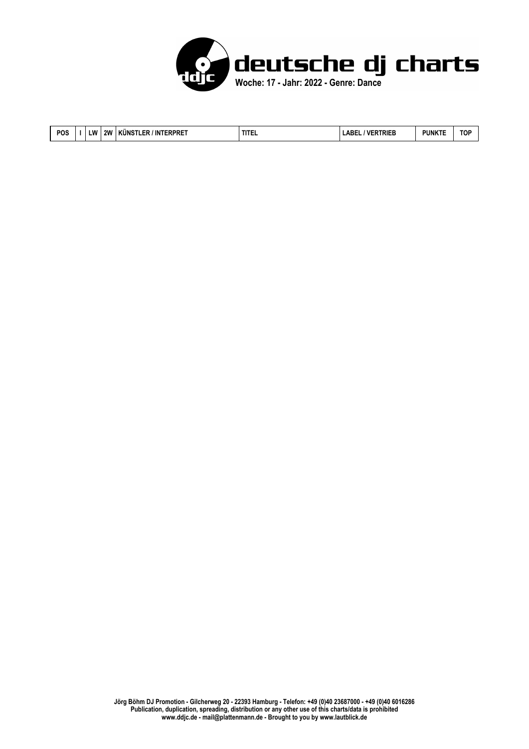# deutsche dj charts

**Woche: 17 - Jahr: 2022 - Genre: Dance**

| POS | I | LW | 2W | KÜNSTLER / INTERPRET | TITEL | LABEL / VERTRIEB | PUNKTE | TOP |
|---|---|---|---|---|---|---|---|---|

**Jörg Böhm DJ Promotion - Gilcherweg 20 - 22393 Hamburg - Telefon: +49 (0)40 23687000 - +49 (0)40 6016286**
**Publication, duplication, spreading, distribution or any other use of this charts/data is prohibited**
**www.ddjc.de - mail@plattenmann.de - Brought to you by www.lautblick.de**